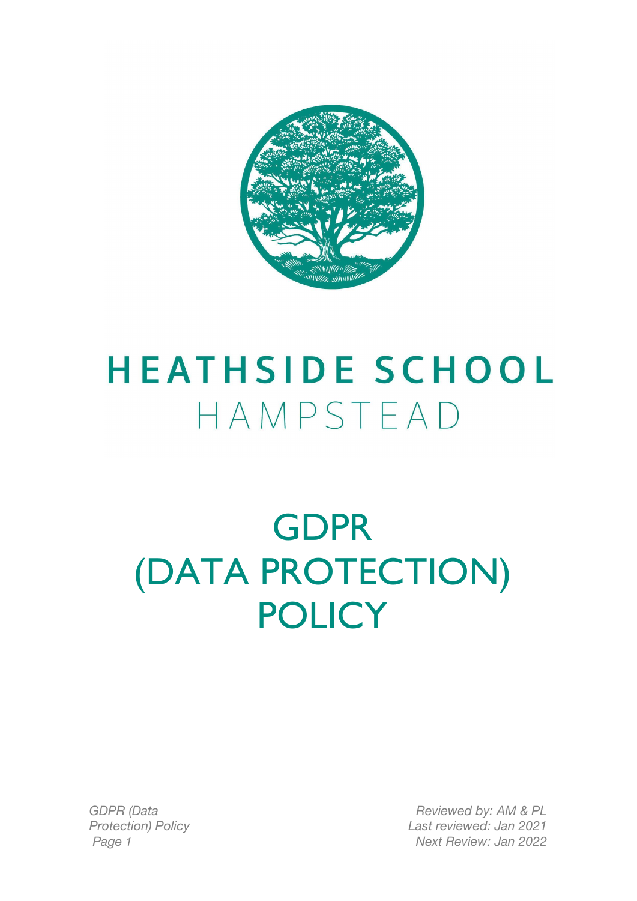# HEATHSIDE SCHOOL

## HAMPSTEAD

# GDPR (DATA PROTECTION) POLICY

*Reviewed by: AM & PL*
*Last reviewed: Jan 2021*
*Next Review: Jan 2022*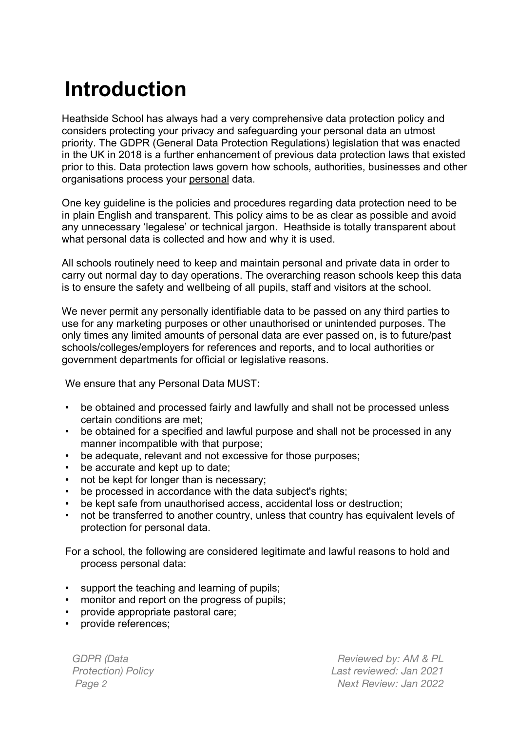# Introduction

Heathside School has always had a very comprehensive data protection policy and considers protecting your privacy and safeguarding your personal data an utmost priority. The GDPR (General Data Protection Regulations) legislation that was enacted in the UK in 2018 is a further enhancement of previous data protection laws that existed prior to this. Data protection laws govern how schools, authorities, businesses and other organisations process your personal data.

One key guideline is the policies and procedures regarding data protection need to be in plain English and transparent. This policy aims to be as clear as possible and avoid any unnecessary 'legalese' or technical jargon. Heathside is totally transparent about what personal data is collected and how and why it is used.

All schools routinely need to keep and maintain personal and private data in order to carry out normal day to day operations. The overarching reason schools keep this data is to ensure the safety and wellbeing of all pupils, staff and visitors at the school.

We never permit any personally identifiable data to be passed on any third parties to use for any marketing purposes or other unauthorised or unintended purposes. The only times any limited amounts of personal data are ever passed on, is to future/past schools/colleges/employers for references and reports, and to local authorities or government departments for official or legislative reasons.

We ensure that any Personal Data MUST**:**

- be obtained and processed fairly and lawfully and shall not be processed unless certain conditions are met;
- be obtained for a specified and lawful purpose and shall not be processed in any manner incompatible with that purpose;
- be adequate, relevant and not excessive for those purposes;
- be accurate and kept up to date;
- not be kept for longer than is necessary;
- be processed in accordance with the data subject's rights;
- be kept safe from unauthorised access, accidental loss or destruction;
- not be transferred to another country, unless that country has equivalent levels of protection for personal data.

For a school, the following are considered legitimate and lawful reasons to hold and process personal data:

- support the teaching and learning of pupils;
- monitor and report on the progress of pupils;
- provide appropriate pastoral care;
- provide references;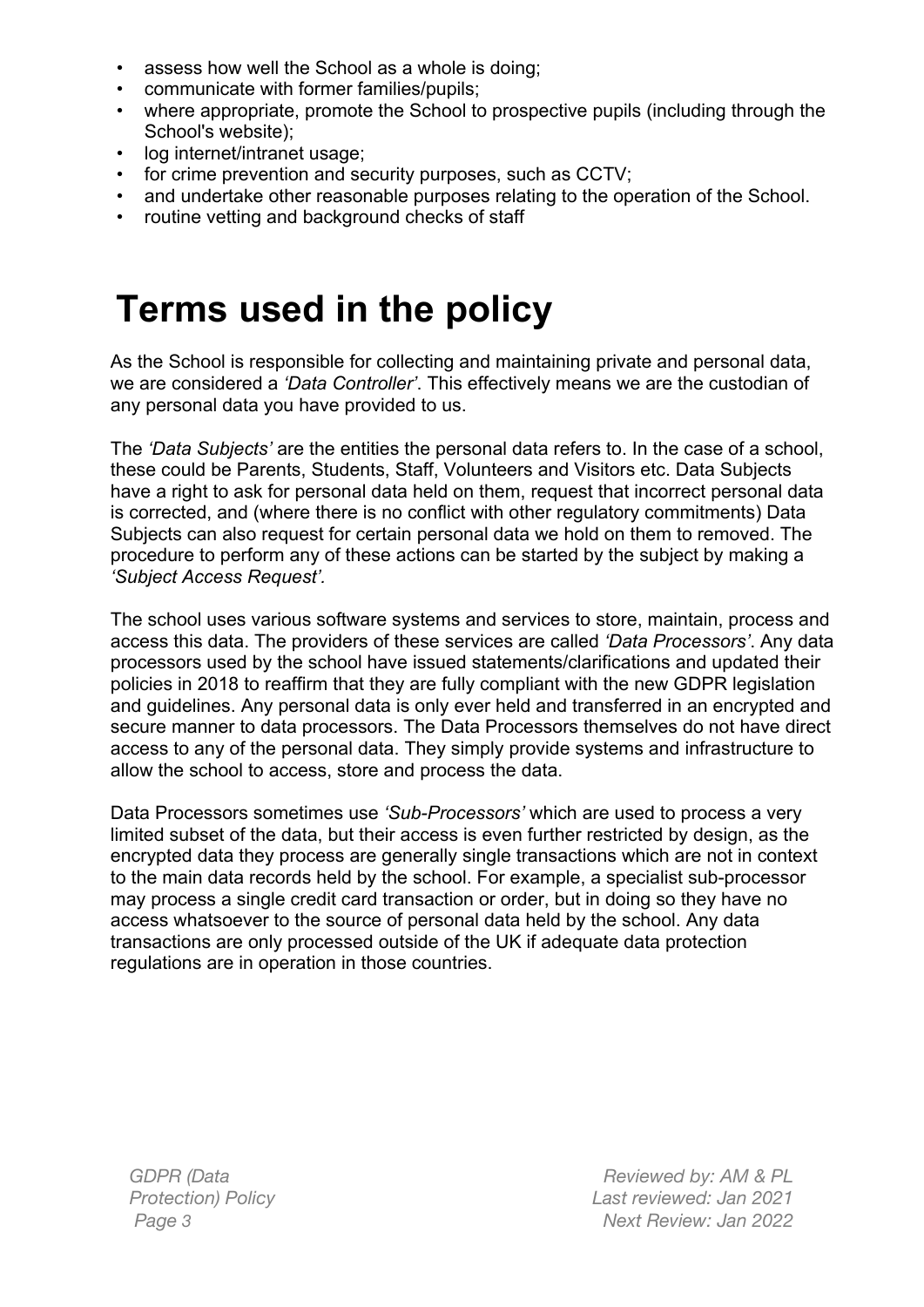- assess how well the School as a whole is doing;
- communicate with former families/pupils;
- where appropriate, promote the School to prospective pupils (including through the School's website);
- log internet/intranet usage;
- for crime prevention and security purposes, such as CCTV;
- and undertake other reasonable purposes relating to the operation of the School.
- routine vetting and background checks of staff

# Terms used in the policy

As the School is responsible for collecting and maintaining private and personal data, we are considered a *'Data Controller'*. This effectively means we are the custodian of any personal data you have provided to us.

The *'Data Subjects'* are the entities the personal data refers to. In the case of a school, these could be Parents, Students, Staff, Volunteers and Visitors etc. Data Subjects have a right to ask for personal data held on them, request that incorrect personal data is corrected, and (where there is no conflict with other regulatory commitments) Data Subjects can also request for certain personal data we hold on them to removed. The procedure to perform any of these actions can be started by the subject by making a *'Subject Access Request'*.

The school uses various software systems and services to store, maintain, process and access this data. The providers of these services are called *'Data Processors'*. Any data processors used by the school have issued statements/clarifications and updated their policies in 2018 to reaffirm that they are fully compliant with the new GDPR legislation and guidelines. Any personal data is only ever held and transferred in an encrypted and secure manner to data processors. The Data Processors themselves do not have direct access to any of the personal data. They simply provide systems and infrastructure to allow the school to access, store and process the data.

Data Processors sometimes use *'Sub-Processors'* which are used to process a very limited subset of the data, but their access is even further restricted by design, as the encrypted data they process are generally single transactions which are not in context to the main data records held by the school. For example, a specialist sub-processor may process a single credit card transaction or order, but in doing so they have no access whatsoever to the source of personal data held by the school. Any data transactions are only processed outside of the UK if adequate data protection regulations are in operation in those countries.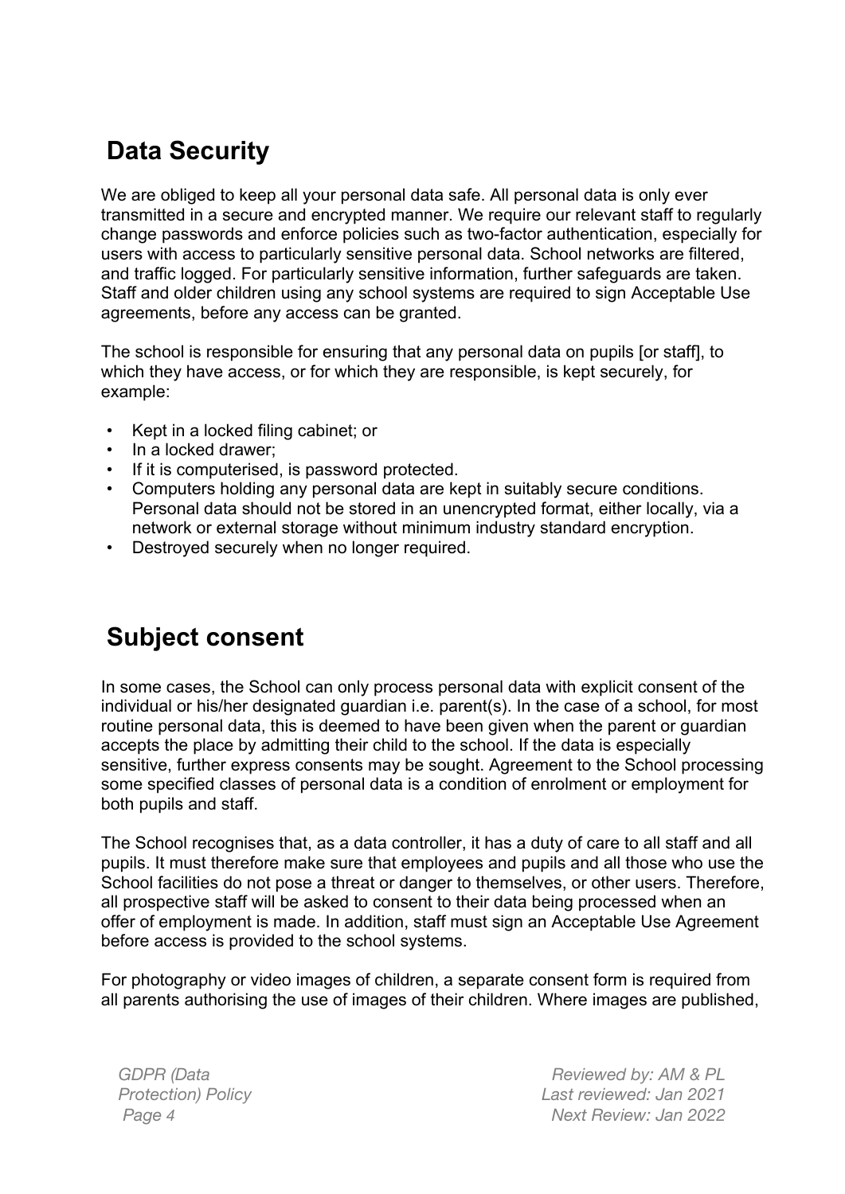## Data Security

We are obliged to keep all your personal data safe. All personal data is only ever transmitted in a secure and encrypted manner. We require our relevant staff to regularly change passwords and enforce policies such as two-factor authentication, especially for users with access to particularly sensitive personal data. School networks are filtered, and traffic logged. For particularly sensitive information, further safeguards are taken. Staff and older children using any school systems are required to sign Acceptable Use agreements, before any access can be granted.

The school is responsible for ensuring that any personal data on pupils [or staff], to which they have access, or for which they are responsible, is kept securely, for example:

- Kept in a locked filing cabinet; or
- In a locked drawer;
- If it is computerised, is password protected.
- Computers holding any personal data are kept in suitably secure conditions. Personal data should not be stored in an unencrypted format, either locally, via a network or external storage without minimum industry standard encryption.
- Destroyed securely when no longer required.

## Subject consent

In some cases, the School can only process personal data with explicit consent of the individual or his/her designated guardian i.e. parent(s). In the case of a school, for most routine personal data, this is deemed to have been given when the parent or guardian accepts the place by admitting their child to the school. If the data is especially sensitive, further express consents may be sought. Agreement to the School processing some specified classes of personal data is a condition of enrolment or employment for both pupils and staff.

The School recognises that, as a data controller, it has a duty of care to all staff and all pupils. It must therefore make sure that employees and pupils and all those who use the School facilities do not pose a threat or danger to themselves, or other users. Therefore, all prospective staff will be asked to consent to their data being processed when an offer of employment is made. In addition, staff must sign an Acceptable Use Agreement before access is provided to the school systems.

For photography or video images of children, a separate consent form is required from all parents authorising the use of images of their children. Where images are published,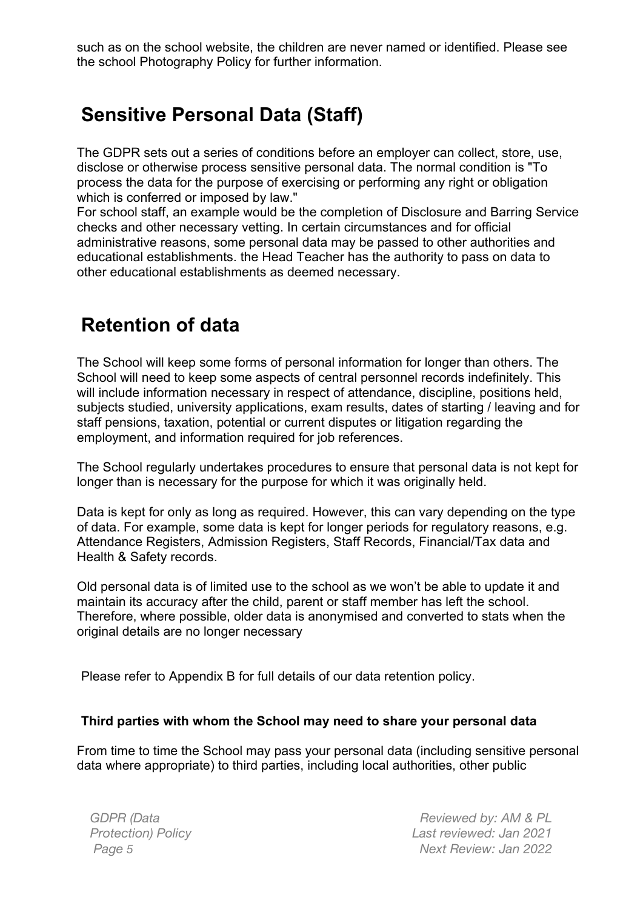such as on the school website, the children are never named or identified. Please see the school Photography Policy for further information.

## Sensitive Personal Data (Staff)

The GDPR sets out a series of conditions before an employer can collect, store, use, disclose or otherwise process sensitive personal data. The normal condition is "To process the data for the purpose of exercising or performing any right or obligation which is conferred or imposed by law."

For school staff, an example would be the completion of Disclosure and Barring Service checks and other necessary vetting. In certain circumstances and for official administrative reasons, some personal data may be passed to other authorities and educational establishments. the Head Teacher has the authority to pass on data to other educational establishments as deemed necessary.

## Retention of data

The School will keep some forms of personal information for longer than others. The School will need to keep some aspects of central personnel records indefinitely. This will include information necessary in respect of attendance, discipline, positions held, subjects studied, university applications, exam results, dates of starting / leaving and for staff pensions, taxation, potential or current disputes or litigation regarding the employment, and information required for job references.

The School regularly undertakes procedures to ensure that personal data is not kept for longer than is necessary for the purpose for which it was originally held.

Data is kept for only as long as required. However, this can vary depending on the type of data. For example, some data is kept for longer periods for regulatory reasons, e.g. Attendance Registers, Admission Registers, Staff Records, Financial/Tax data and Health & Safety records.

Old personal data is of limited use to the school as we won't be able to update it and maintain its accuracy after the child, parent or staff member has left the school. Therefore, where possible, older data is anonymised and converted to stats when the original details are no longer necessary

Please refer to Appendix B for full details of our data retention policy.

**Third parties with whom the School may need to share your personal data**

From time to time the School may pass your personal data (including sensitive personal data where appropriate) to third parties, including local authorities, other public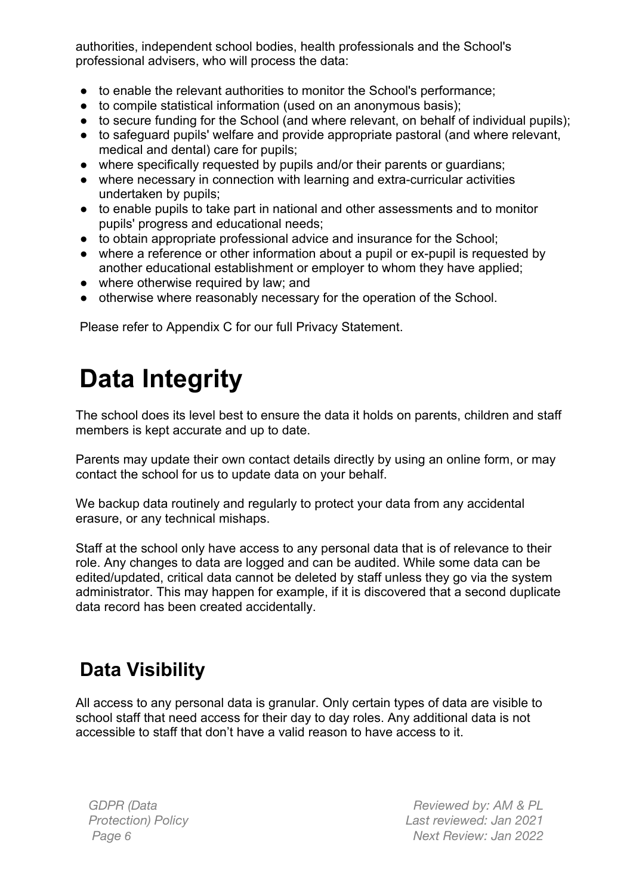authorities, independent school bodies, health professionals and the School's professional advisers, who will process the data:

- to enable the relevant authorities to monitor the School's performance;
- to compile statistical information (used on an anonymous basis);
- to secure funding for the School (and where relevant, on behalf of individual pupils);
- to safeguard pupils' welfare and provide appropriate pastoral (and where relevant, medical and dental) care for pupils;
- where specifically requested by pupils and/or their parents or guardians;
- where necessary in connection with learning and extra-curricular activities undertaken by pupils;
- to enable pupils to take part in national and other assessments and to monitor pupils' progress and educational needs;
- to obtain appropriate professional advice and insurance for the School;
- where a reference or other information about a pupil or ex-pupil is requested by another educational establishment or employer to whom they have applied;
- where otherwise required by law; and
- otherwise where reasonably necessary for the operation of the School.

Please refer to Appendix C for our full Privacy Statement.

# Data Integrity

The school does its level best to ensure the data it holds on parents, children and staff members is kept accurate and up to date.

Parents may update their own contact details directly by using an online form, or may contact the school for us to update data on your behalf.

We backup data routinely and regularly to protect your data from any accidental erasure, or any technical mishaps.

Staff at the school only have access to any personal data that is of relevance to their role. Any changes to data are logged and can be audited. While some data can be edited/updated, critical data cannot be deleted by staff unless they go via the system administrator. This may happen for example, if it is discovered that a second duplicate data record has been created accidentally.

## Data Visibility

All access to any personal data is granular. Only certain types of data are visible to school staff that need access for their day to day roles. Any additional data is not accessible to staff that don't have a valid reason to have access to it.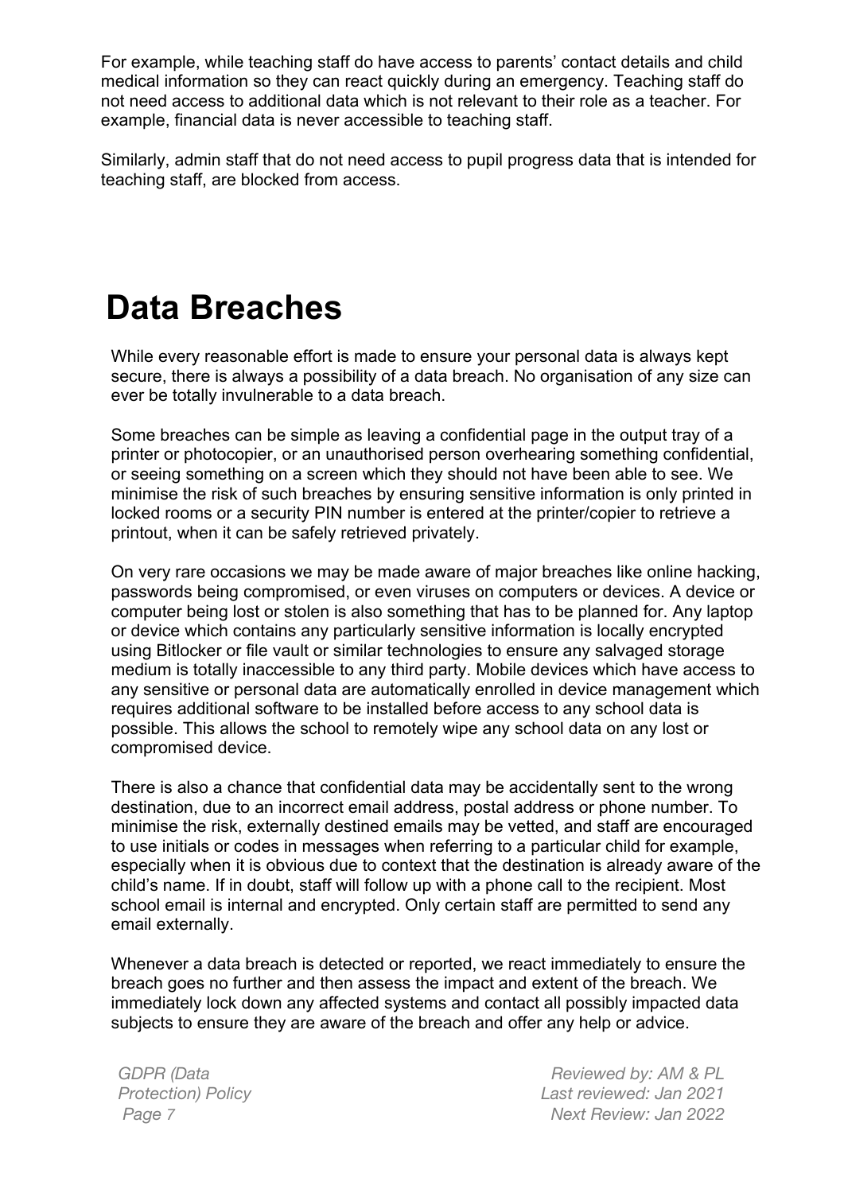For example, while teaching staff do have access to parents' contact details and child medical information so they can react quickly during an emergency. Teaching staff do not need access to additional data which is not relevant to their role as a teacher. For example, financial data is never accessible to teaching staff.

Similarly, admin staff that do not need access to pupil progress data that is intended for teaching staff, are blocked from access.

# Data Breaches

While every reasonable effort is made to ensure your personal data is always kept secure, there is always a possibility of a data breach. No organisation of any size can ever be totally invulnerable to a data breach.

Some breaches can be simple as leaving a confidential page in the output tray of a printer or photocopier, or an unauthorised person overhearing something confidential, or seeing something on a screen which they should not have been able to see. We minimise the risk of such breaches by ensuring sensitive information is only printed in locked rooms or a security PIN number is entered at the printer/copier to retrieve a printout, when it can be safely retrieved privately.

On very rare occasions we may be made aware of major breaches like online hacking, passwords being compromised, or even viruses on computers or devices. A device or computer being lost or stolen is also something that has to be planned for. Any laptop or device which contains any particularly sensitive information is locally encrypted using Bitlocker or file vault or similar technologies to ensure any salvaged storage medium is totally inaccessible to any third party. Mobile devices which have access to any sensitive or personal data are automatically enrolled in device management which requires additional software to be installed before access to any school data is possible. This allows the school to remotely wipe any school data on any lost or compromised device.

There is also a chance that confidential data may be accidentally sent to the wrong destination, due to an incorrect email address, postal address or phone number. To minimise the risk, externally destined emails may be vetted, and staff are encouraged to use initials or codes in messages when referring to a particular child for example, especially when it is obvious due to context that the destination is already aware of the child's name. If in doubt, staff will follow up with a phone call to the recipient. Most school email is internal and encrypted. Only certain staff are permitted to send any email externally.

Whenever a data breach is detected or reported, we react immediately to ensure the breach goes no further and then assess the impact and extent of the breach. We immediately lock down any affected systems and contact all possibly impacted data subjects to ensure they are aware of the breach and offer any help or advice.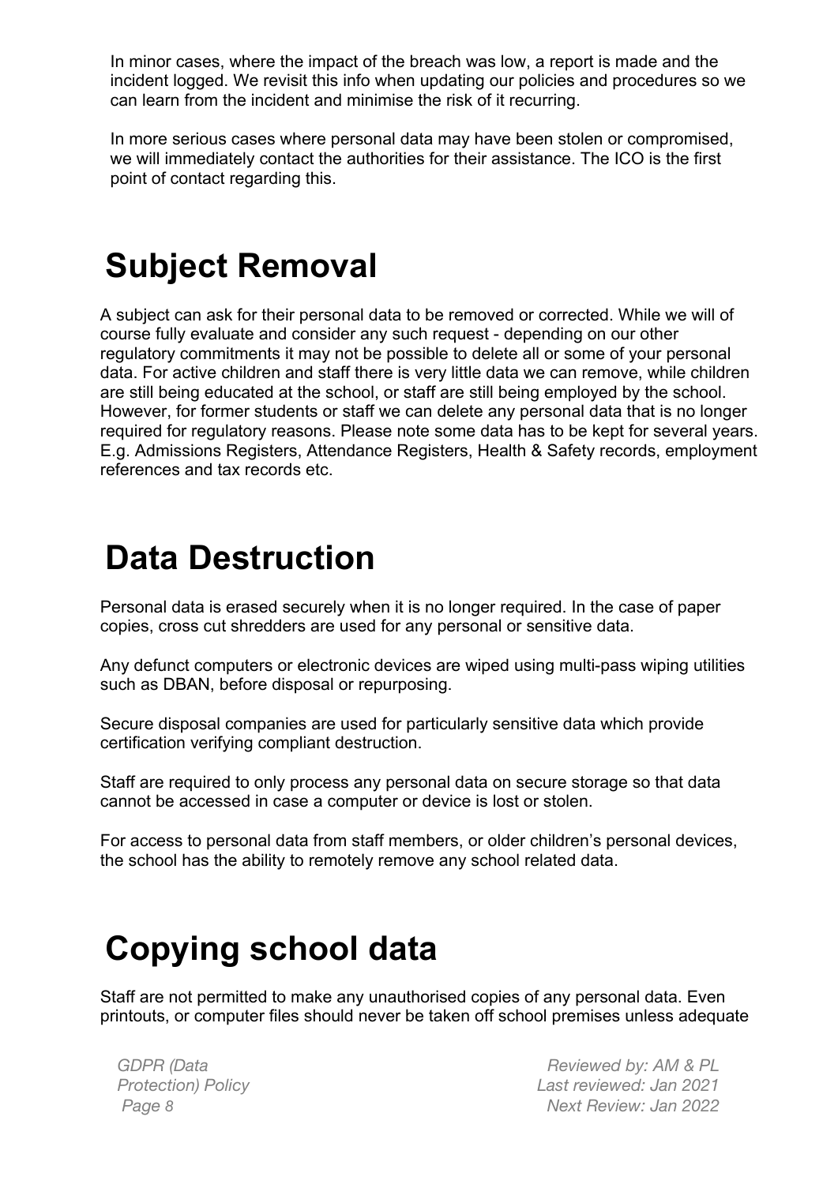In minor cases, where the impact of the breach was low, a report is made and the incident logged. We revisit this info when updating our policies and procedures so we can learn from the incident and minimise the risk of it recurring.

In more serious cases where personal data may have been stolen or compromised, we will immediately contact the authorities for their assistance. The ICO is the first point of contact regarding this.

# Subject Removal

A subject can ask for their personal data to be removed or corrected. While we will of course fully evaluate and consider any such request - depending on our other regulatory commitments it may not be possible to delete all or some of your personal data. For active children and staff there is very little data we can remove, while children are still being educated at the school, or staff are still being employed by the school. However, for former students or staff we can delete any personal data that is no longer required for regulatory reasons. Please note some data has to be kept for several years. E.g. Admissions Registers, Attendance Registers, Health & Safety records, employment references and tax records etc.

# Data Destruction

Personal data is erased securely when it is no longer required. In the case of paper copies, cross cut shredders are used for any personal or sensitive data.

Any defunct computers or electronic devices are wiped using multi-pass wiping utilities such as DBAN, before disposal or repurposing.

Secure disposal companies are used for particularly sensitive data which provide certification verifying compliant destruction.

Staff are required to only process any personal data on secure storage so that data cannot be accessed in case a computer or device is lost or stolen.

For access to personal data from staff members, or older children's personal devices, the school has the ability to remotely remove any school related data.

# Copying school data

Staff are not permitted to make any unauthorised copies of any personal data. Even printouts, or computer files should never be taken off school premises unless adequate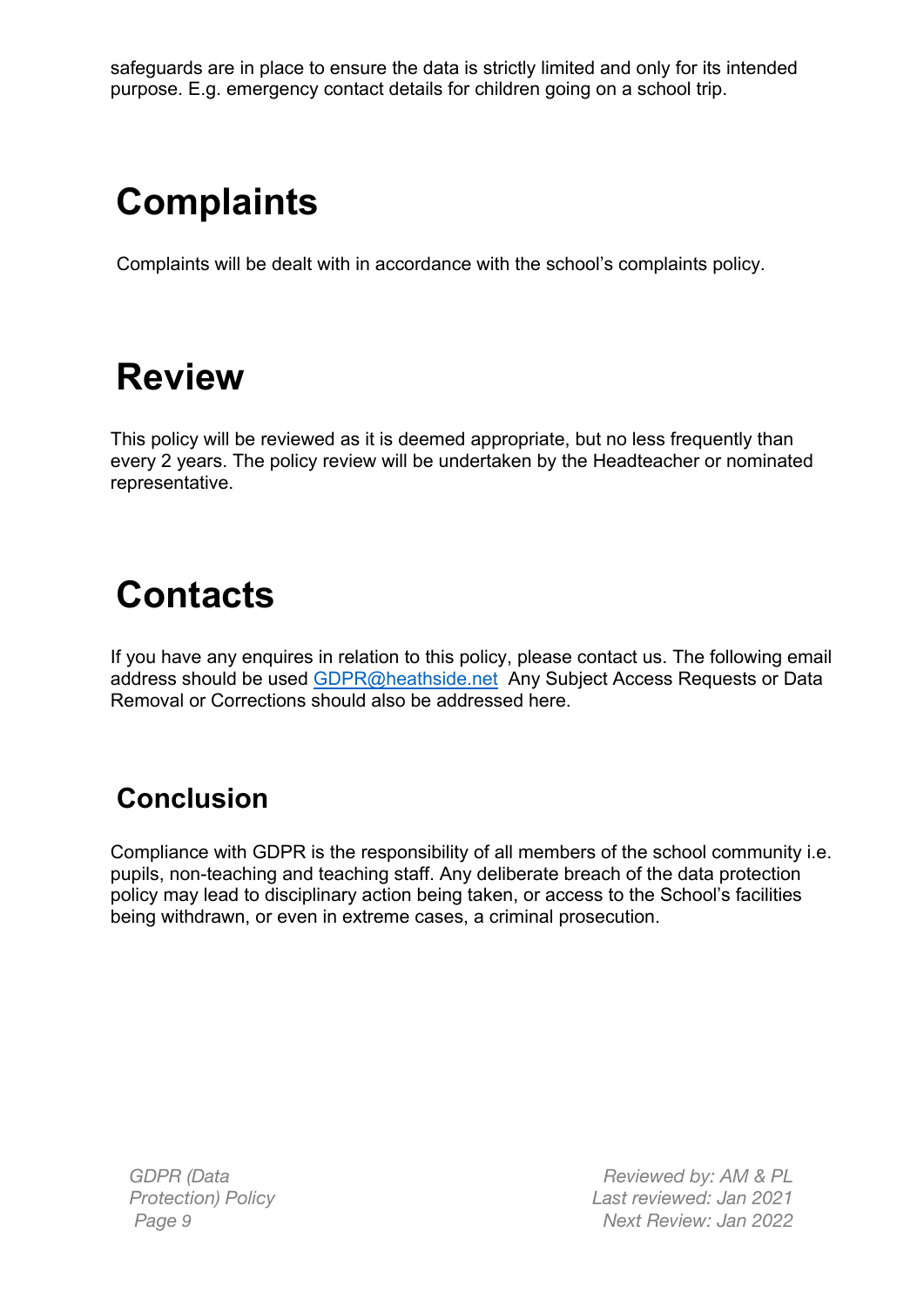safeguards are in place to ensure the data is strictly limited and only for its intended purpose. E.g. emergency contact details for children going on a school trip.

# Complaints

Complaints will be dealt with in accordance with the school's complaints policy.

# Review

This policy will be reviewed as it is deemed appropriate, but no less frequently than every 2 years. The policy review will be undertaken by the Headteacher or nominated representative.

# Contacts

If you have any enquires in relation to this policy, please contact us. The following email address should be used [GDPR@heathside.net](mailto:GDPR@heathside.net) Any Subject Access Requests or Data Removal or Corrections should also be addressed here.

## Conclusion

Compliance with GDPR is the responsibility of all members of the school community i.e. pupils, non-teaching and teaching staff. Any deliberate breach of the data protection policy may lead to disciplinary action being taken, or access to the School's facilities being withdrawn, or even in extreme cases, a criminal prosecution.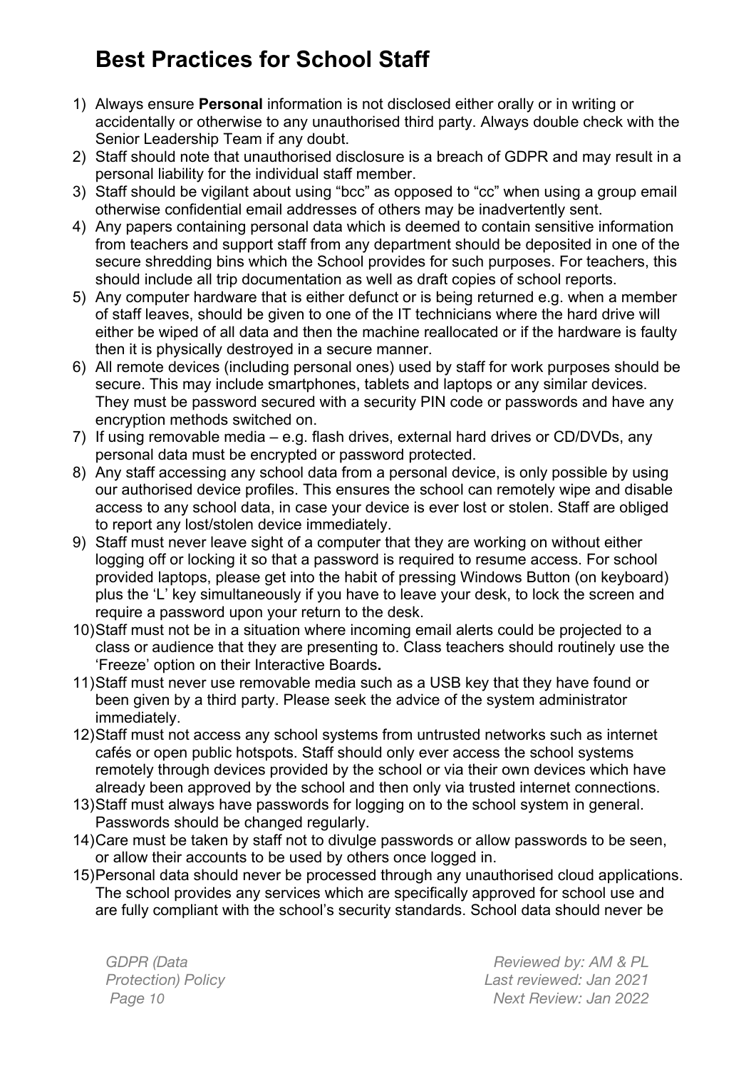# Best Practices for School Staff

1) Always ensure **Personal** information is not disclosed either orally or in writing or accidentally or otherwise to any unauthorised third party. Always double check with the Senior Leadership Team if any doubt.
2) Staff should note that unauthorised disclosure is a breach of GDPR and may result in a personal liability for the individual staff member.
3) Staff should be vigilant about using "bcc" as opposed to "cc" when using a group email otherwise confidential email addresses of others may be inadvertently sent.
4) Any papers containing personal data which is deemed to contain sensitive information from teachers and support staff from any department should be deposited in one of the secure shredding bins which the School provides for such purposes. For teachers, this should include all trip documentation as well as draft copies of school reports.
5) Any computer hardware that is either defunct or is being returned e.g. when a member of staff leaves, should be given to one of the IT technicians where the hard drive will either be wiped of all data and then the machine reallocated or if the hardware is faulty then it is physically destroyed in a secure manner.
6) All remote devices (including personal ones) used by staff for work purposes should be secure. This may include smartphones, tablets and laptops or any similar devices. They must be password secured with a security PIN code or passwords and have any encryption methods switched on.
7) If using removable media – e.g. flash drives, external hard drives or CD/DVDs, any personal data must be encrypted or password protected.
8) Any staff accessing any school data from a personal device, is only possible by using our authorised device profiles. This ensures the school can remotely wipe and disable access to any school data, in case your device is ever lost or stolen. Staff are obliged to report any lost/stolen device immediately.
9) Staff must never leave sight of a computer that they are working on without either logging off or locking it so that a password is required to resume access. For school provided laptops, please get into the habit of pressing Windows Button (on keyboard) plus the 'L' key simultaneously if you have to leave your desk, to lock the screen and require a password upon your return to the desk.
10) Staff must not be in a situation where incoming email alerts could be projected to a class or audience that they are presenting to. Class teachers should routinely use the 'Freeze' option on their Interactive Boards.
11) Staff must never use removable media such as a USB key that they have found or been given by a third party. Please seek the advice of the system administrator immediately.
12) Staff must not access any school systems from untrusted networks such as internet cafés or open public hotspots. Staff should only ever access the school systems remotely through devices provided by the school or via their own devices which have already been approved by the school and then only via trusted internet connections.
13) Staff must always have passwords for logging on to the school system in general. Passwords should be changed regularly.
14) Care must be taken by staff not to divulge passwords or allow passwords to be seen, or allow their accounts to be used by others once logged in.
15) Personal data should never be processed through any unauthorised cloud applications. The school provides any services which are specifically approved for school use and are fully compliant with the school's security standards. School data should never be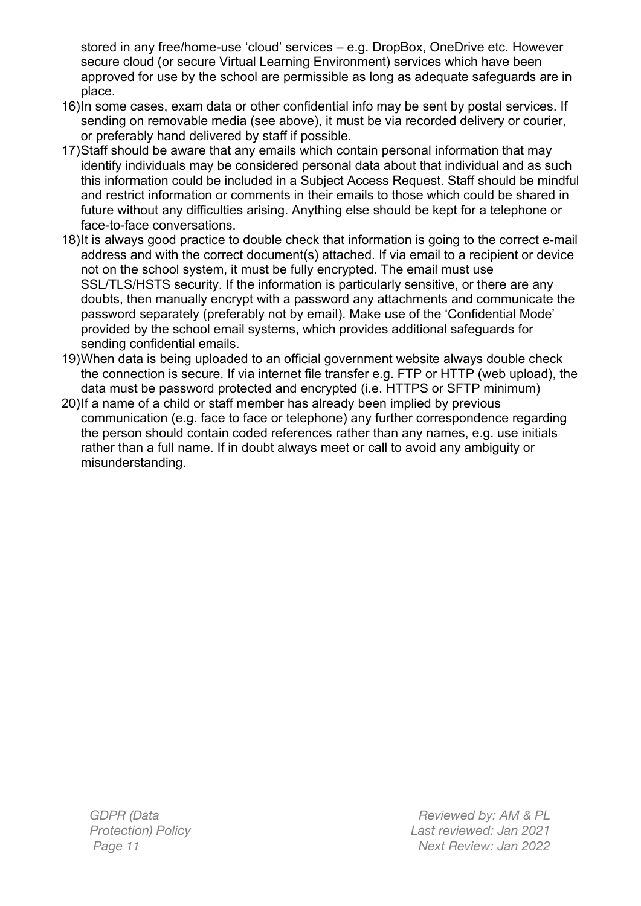stored in any free/home-use 'cloud' services – e.g. DropBox, OneDrive etc. However secure cloud (or secure Virtual Learning Environment) services which have been approved for use by the school are permissible as long as adequate safeguards are in place.

16) In some cases, exam data or other confidential info may be sent by postal services. If sending on removable media (see above), it must be via recorded delivery or courier, or preferably hand delivered by staff if possible.
17) Staff should be aware that any emails which contain personal information that may identify individuals may be considered personal data about that individual and as such this information could be included in a Subject Access Request. Staff should be mindful and restrict information or comments in their emails to those which could be shared in future without any difficulties arising. Anything else should be kept for a telephone or face-to-face conversations.
18) It is always good practice to double check that information is going to the correct e-mail address and with the correct document(s) attached. If via email to a recipient or device not on the school system, it must be fully encrypted. The email must use SSL/TLS/HSTS security. If the information is particularly sensitive, or there are any doubts, then manually encrypt with a password any attachments and communicate the password separately (preferably not by email). Make use of the 'Confidential Mode' provided by the school email systems, which provides additional safeguards for sending confidential emails.
19) When data is being uploaded to an official government website always double check the connection is secure. If via internet file transfer e.g. FTP or HTTP (web upload), the data must be password protected and encrypted (i.e. HTTPS or SFTP minimum)
20) If a name of a child or staff member has already been implied by previous communication (e.g. face to face or telephone) any further correspondence regarding the person should contain coded references rather than any names, e.g. use initials rather than a full name. If in doubt always meet or call to avoid any ambiguity or misunderstanding.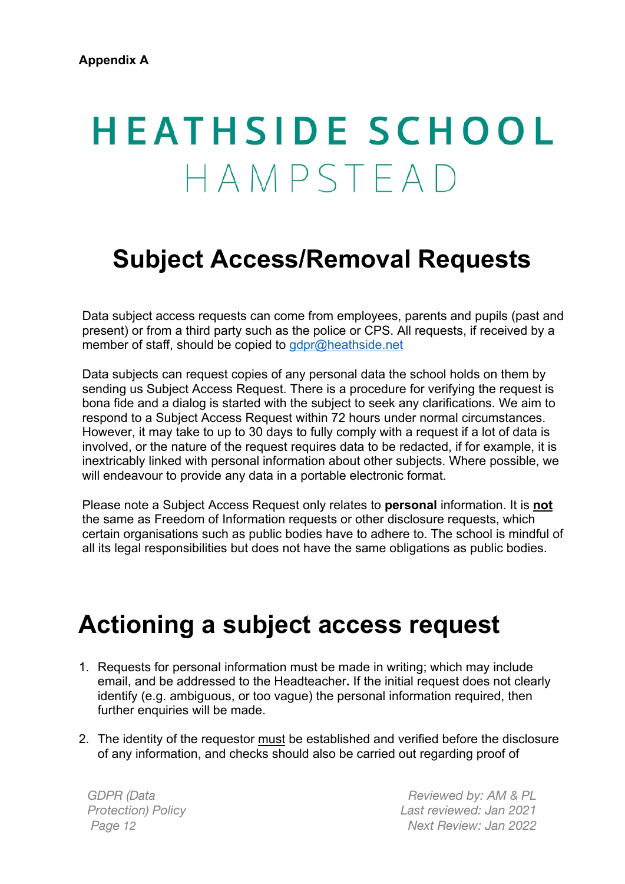**Appendix A**

# HEATHSIDE SCHOOL
## HAMPSTEAD

# Subject Access/Removal Requests

Data subject access requests can come from employees, parents and pupils (past and present) or from a third party such as the police or CPS. All requests, if received by a member of staff, should be copied to gdpr@heathside.net

Data subjects can request copies of any personal data the school holds on them by sending us Subject Access Request. There is a procedure for verifying the request is bona fide and a dialog is started with the subject to seek any clarifications. We aim to respond to a Subject Access Request within 72 hours under normal circumstances. However, it may take to up to 30 days to fully comply with a request if a lot of data is involved, or the nature of the request requires data to be redacted, if for example, it is inextricably linked with personal information about other subjects. Where possible, we will endeavour to provide any data in a portable electronic format.

Please note a Subject Access Request only relates to **personal** information. It is **not** the same as Freedom of Information requests or other disclosure requests, which certain organisations such as public bodies have to adhere to. The school is mindful of all its legal responsibilities but does not have the same obligations as public bodies.

# Actioning a subject access request

1. Requests for personal information must be made in writing; which may include email, and be addressed to the Headteacher**.** If the initial request does not clearly identify (e.g. ambiguous, or too vague) the personal information required, then further enquiries will be made.

2. The identity of the requestor must be established and verified before the disclosure of any information, and checks should also be carried out regarding proof of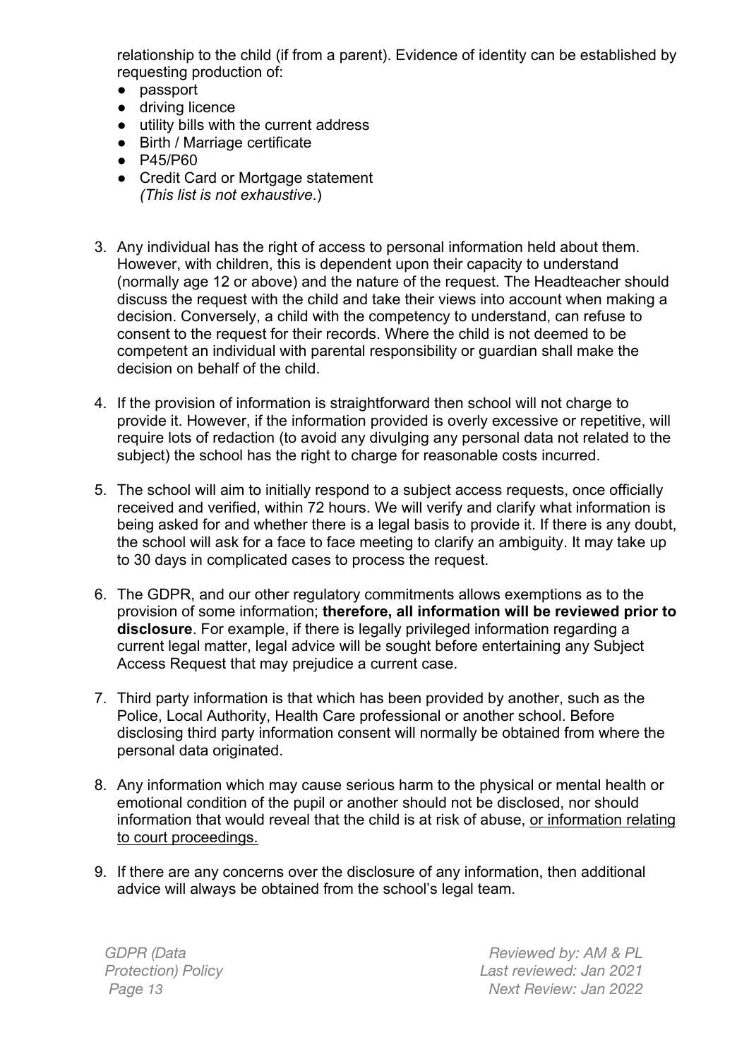relationship to the child (if from a parent). Evidence of identity can be established by requesting production of:

- passport
- driving licence
- utility bills with the current address
- Birth / Marriage certificate
- P45/P60
- Credit Card or Mortgage statement
  *(This list is not exhaustive*.)

3. Any individual has the right of access to personal information held about them. However, with children, this is dependent upon their capacity to understand (normally age 12 or above) and the nature of the request. The Headteacher should discuss the request with the child and take their views into account when making a decision. Conversely, a child with the competency to understand, can refuse to consent to the request for their records. Where the child is not deemed to be competent an individual with parental responsibility or guardian shall make the decision on behalf of the child.

4. If the provision of information is straightforward then school will not charge to provide it. However, if the information provided is overly excessive or repetitive, will require lots of redaction (to avoid any divulging any personal data not related to the subject) the school has the right to charge for reasonable costs incurred.

5. The school will aim to initially respond to a subject access requests, once officially received and verified, within 72 hours. We will verify and clarify what information is being asked for and whether there is a legal basis to provide it. If there is any doubt, the school will ask for a face to face meeting to clarify an ambiguity. It may take up to 30 days in complicated cases to process the request.

6. The GDPR, and our other regulatory commitments allows exemptions as to the provision of some information; **therefore, all information will be reviewed prior to disclosure**. For example, if there is legally privileged information regarding a current legal matter, legal advice will be sought before entertaining any Subject Access Request that may prejudice a current case.

7. Third party information is that which has been provided by another, such as the Police, Local Authority, Health Care professional or another school. Before disclosing third party information consent will normally be obtained from where the personal data originated.

8. Any information which may cause serious harm to the physical or mental health or emotional condition of the pupil or another should not be disclosed, nor should information that would reveal that the child is at risk of abuse, <u>or information relating to court proceedings.</u>

9. If there are any concerns over the disclosure of any information, then additional advice will always be obtained from the school's legal team.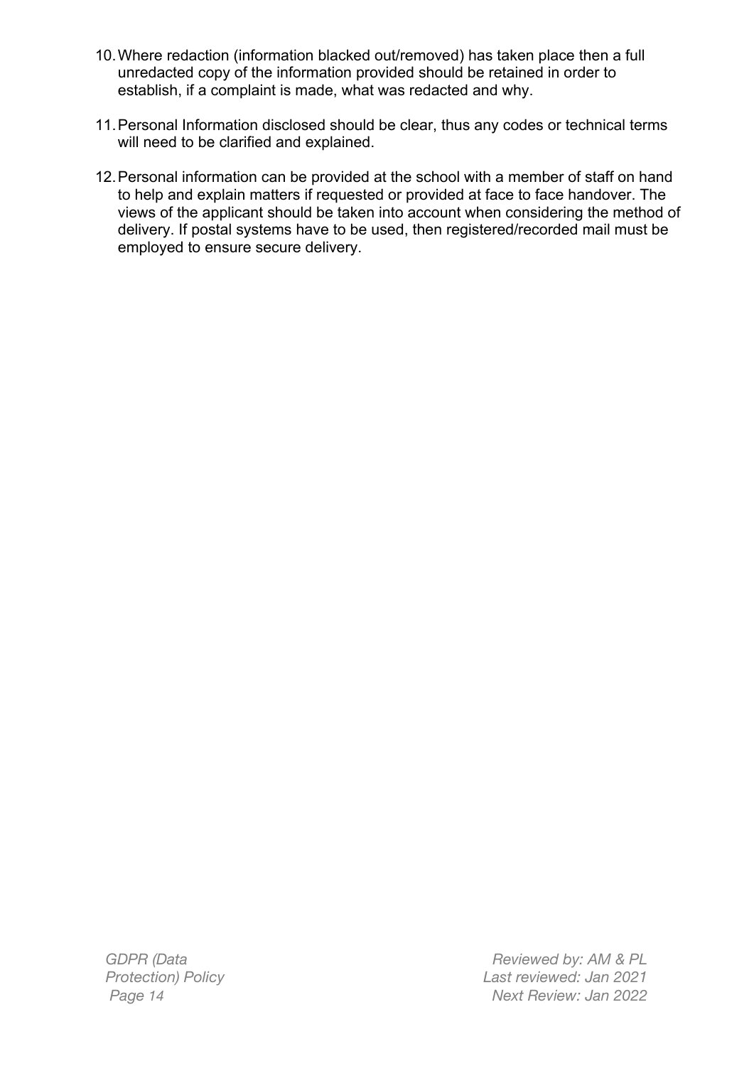10. Where redaction (information blacked out/removed) has taken place then a full unredacted copy of the information provided should be retained in order to establish, if a complaint is made, what was redacted and why.

11. Personal Information disclosed should be clear, thus any codes or technical terms will need to be clarified and explained.

12. Personal information can be provided at the school with a member of staff on hand to help and explain matters if requested or provided at face to face handover. The views of the applicant should be taken into account when considering the method of delivery. If postal systems have to be used, then registered/recorded mail must be employed to ensure secure delivery.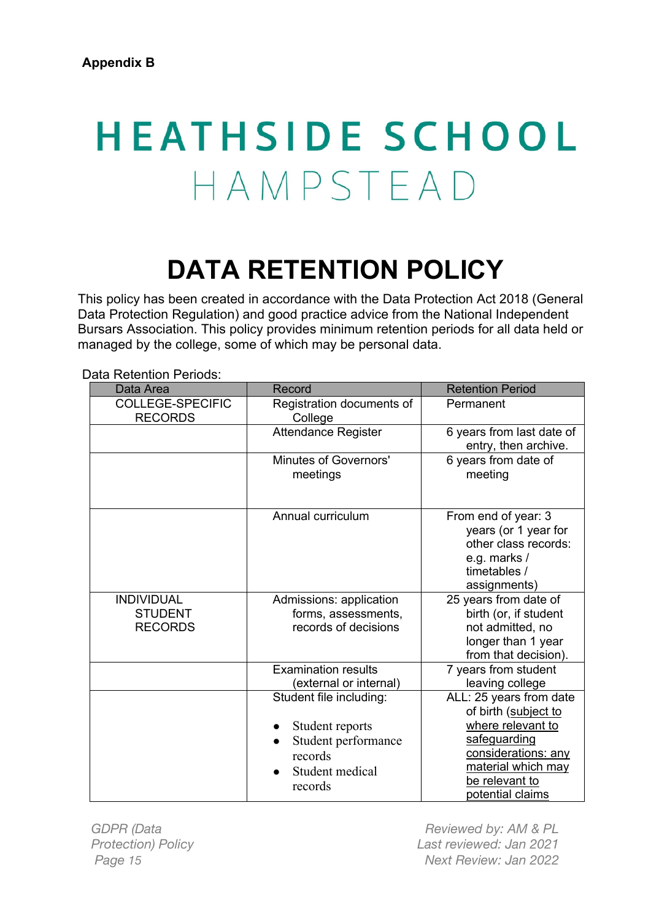**Appendix B**

# HEATHSIDE SCHOOL
## HAMPSTEAD

# DATA RETENTION POLICY

This policy has been created in accordance with the Data Protection Act 2018 (General Data Protection Regulation) and good practice advice from the National Independent Bursars Association. This policy provides minimum retention periods for all data held or managed by the college, some of which may be personal data.

Data Retention Periods:

| Data Area | Record | Retention Period |
|---|---|---|
| COLLEGE-SPECIFIC RECORDS | Registration documents of College | Permanent |
| | Attendance Register | 6 years from last date of entry, then archive. |
| | Minutes of Governors' meetings | 6 years from date of meeting |
| | Annual curriculum | From end of year: 3 years (or 1 year for other class records: e.g. marks / timetables / assignments) |
| INDIVIDUAL STUDENT RECORDS | Admissions: application forms, assessments, records of decisions | 25 years from date of birth (or, if student not admitted, no longer than 1 year from that decision). |
| | Examination results (external or internal) | 7 years from student leaving college |
| | Student file including:<br>• Student reports<br>• Student performance records<br>• Student medical records | ALL: 25 years from date of birth (subject to where relevant to safeguarding considerations: any material which may be relevant to potential claims |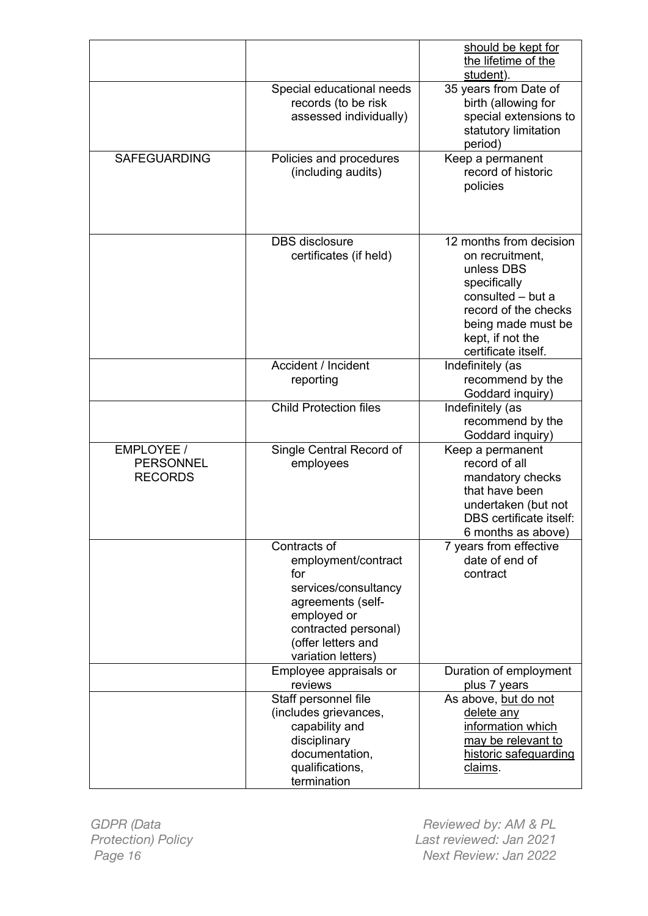| | | |
|---|---|---|
| | | <u>should be kept for the lifetime of the student</u>). |
| | Special educational needs records (to be risk assessed individually) | 35 years from Date of birth (allowing for special extensions to statutory limitation period) |
| SAFEGUARDING | Policies and procedures (including audits) | Keep a permanent record of historic policies |
| | DBS disclosure certificates (if held) | 12 months from decision on recruitment, unless DBS specifically consulted – but a record of the checks being made must be kept, if not the certificate itself. |
| | Accident / Incident reporting | Indefinitely (as recommend by the Goddard inquiry) |
| | Child Protection files | Indefinitely (as recommend by the Goddard inquiry) |
| EMPLOYEE / PERSONNEL RECORDS | Single Central Record of employees | Keep a permanent record of all mandatory checks that have been undertaken (but not DBS certificate itself: 6 months as above) |
| | Contracts of employment/contract for services/consultancy agreements (self-employed or contracted personal) (offer letters and variation letters) | 7 years from effective date of end of contract |
| | Employee appraisals or reviews | Duration of employment plus 7 years |
| | Staff personnel file (includes grievances, capability and disciplinary documentation, qualifications, termination | As above, <u>but do not delete any information which may be relevant to historic safeguarding claims</u>. |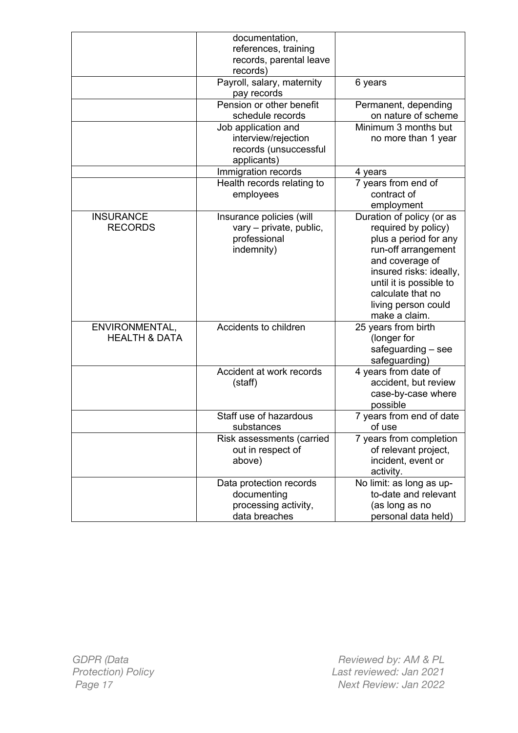| | | |
|---|---|---|
| | documentation, references, training records, parental leave records) | |
| | Payroll, salary, maternity pay records | 6 years |
| | Pension or other benefit schedule records | Permanent, depending on nature of scheme |
| | Job application and interview/rejection records (unsuccessful applicants) | Minimum 3 months but no more than 1 year |
| | Immigration records | 4 years |
| | Health records relating to employees | 7 years from end of contract of employment |
| INSURANCE RECORDS | Insurance policies (will vary – private, public, professional indemnity) | Duration of policy (or as required by policy) plus a period for any run-off arrangement and coverage of insured risks: ideally, until it is possible to calculate that no living person could make a claim. |
| ENVIRONMENTAL, HEALTH & DATA | Accidents to children | 25 years from birth (longer for safeguarding – see safeguarding) |
| | Accident at work records (staff) | 4 years from date of accident, but review case-by-case where possible |
| | Staff use of hazardous substances | 7 years from end of date of use |
| | Risk assessments (carried out in respect of above) | 7 years from completion of relevant project, incident, event or activity. |
| | Data protection records documenting processing activity, data breaches | No limit: as long as up-to-date and relevant (as long as no personal data held) |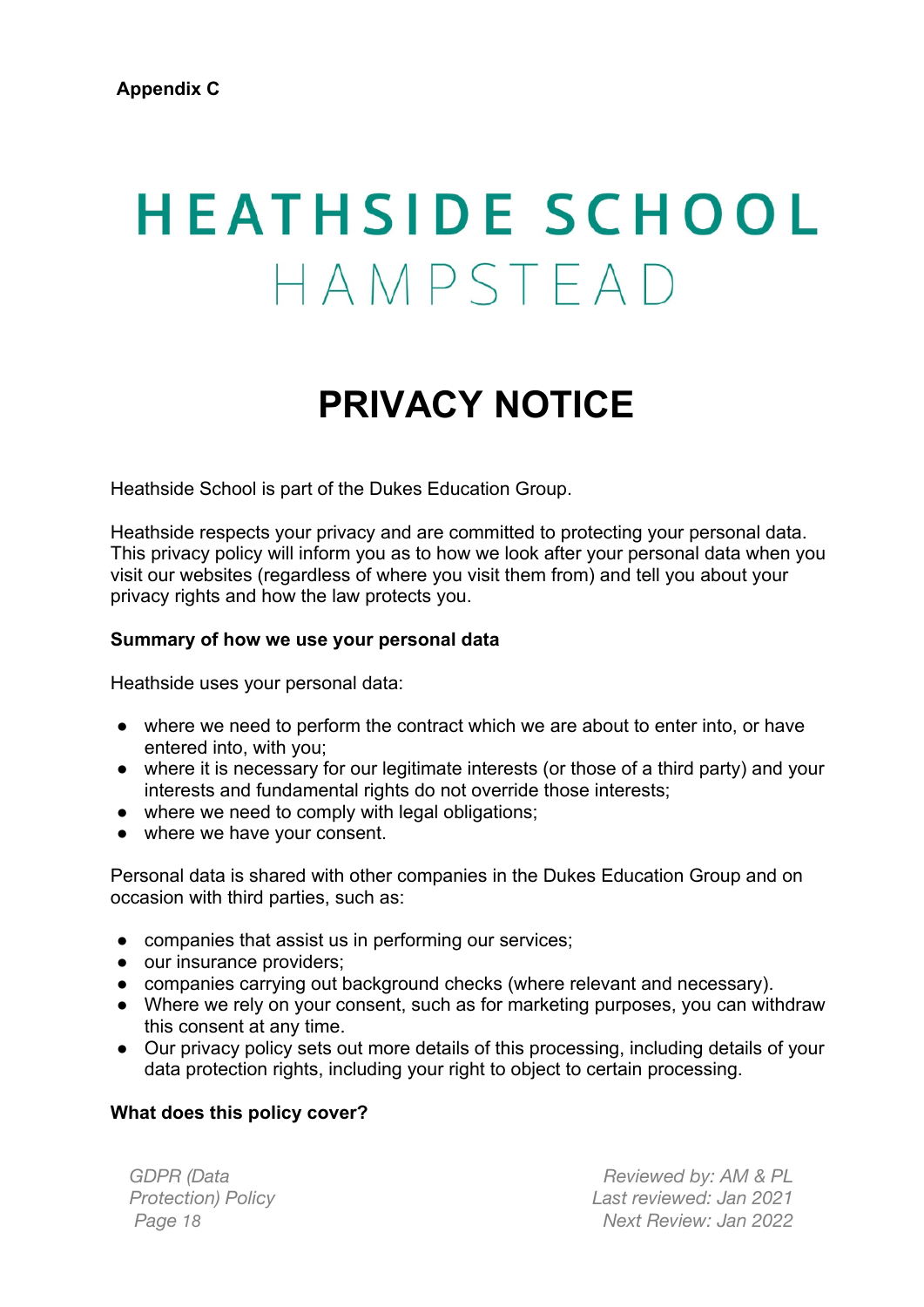**Appendix C**

# HEATHSIDE SCHOOL
# HAMPSTEAD

# PRIVACY NOTICE

Heathside School is part of the Dukes Education Group.

Heathside respects your privacy and are committed to protecting your personal data. This privacy policy will inform you as to how we look after your personal data when you visit our websites (regardless of where you visit them from) and tell you about your privacy rights and how the law protects you.

**Summary of how we use your personal data**

Heathside uses your personal data:

- where we need to perform the contract which we are about to enter into, or have entered into, with you;
- where it is necessary for our legitimate interests (or those of a third party) and your interests and fundamental rights do not override those interests;
- where we need to comply with legal obligations;
- where we have your consent.

Personal data is shared with other companies in the Dukes Education Group and on occasion with third parties, such as:

- companies that assist us in performing our services;
- our insurance providers;
- companies carrying out background checks (where relevant and necessary).
- Where we rely on your consent, such as for marketing purposes, you can withdraw this consent at any time.
- Our privacy policy sets out more details of this processing, including details of your data protection rights, including your right to object to certain processing.

**What does this policy cover?**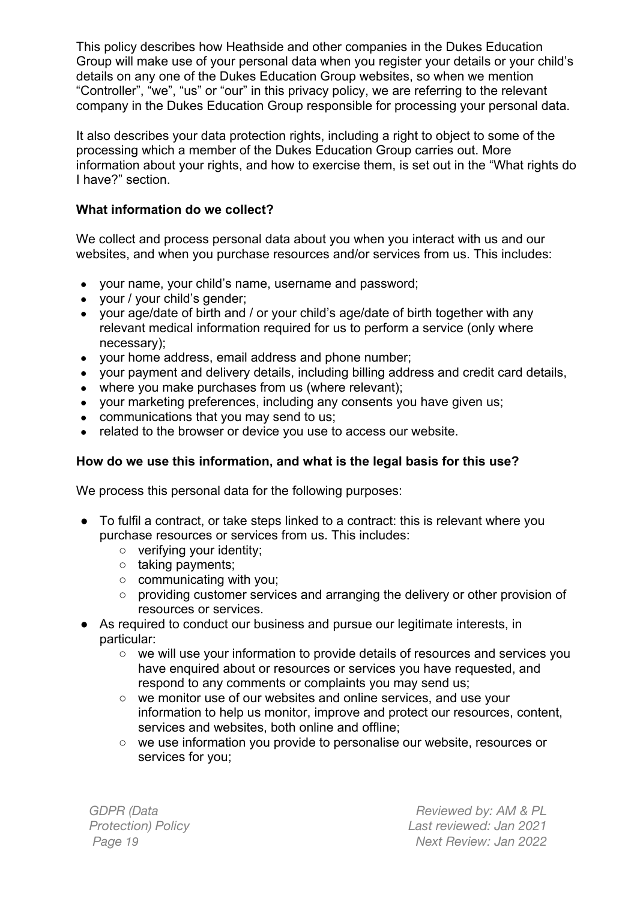This policy describes how Heathside and other companies in the Dukes Education Group will make use of your personal data when you register your details or your child's details on any one of the Dukes Education Group websites, so when we mention "Controller", "we", "us" or "our" in this privacy policy, we are referring to the relevant company in the Dukes Education Group responsible for processing your personal data.

It also describes your data protection rights, including a right to object to some of the processing which a member of the Dukes Education Group carries out. More information about your rights, and how to exercise them, is set out in the "What rights do I have?" section.

**What information do we collect?**

We collect and process personal data about you when you interact with us and our websites, and when you purchase resources and/or services from us. This includes:

- your name, your child's name, username and password;
- your / your child's gender;
- your age/date of birth and / or your child's age/date of birth together with any relevant medical information required for us to perform a service (only where necessary);
- your home address, email address and phone number;
- your payment and delivery details, including billing address and credit card details,
- where you make purchases from us (where relevant);
- your marketing preferences, including any consents you have given us;
- communications that you may send to us;
- related to the browser or device you use to access our website.

**How do we use this information, and what is the legal basis for this use?**

We process this personal data for the following purposes:

- To fulfil a contract, or take steps linked to a contract: this is relevant where you purchase resources or services from us. This includes:
  - verifying your identity;
  - taking payments;
  - communicating with you;
  - providing customer services and arranging the delivery or other provision of resources or services.
- As required to conduct our business and pursue our legitimate interests, in particular:
  - we will use your information to provide details of resources and services you have enquired about or resources or services you have requested, and respond to any comments or complaints you may send us;
  - we monitor use of our websites and online services, and use your information to help us monitor, improve and protect our resources, content, services and websites, both online and offline;
  - we use information you provide to personalise our website, resources or services for you;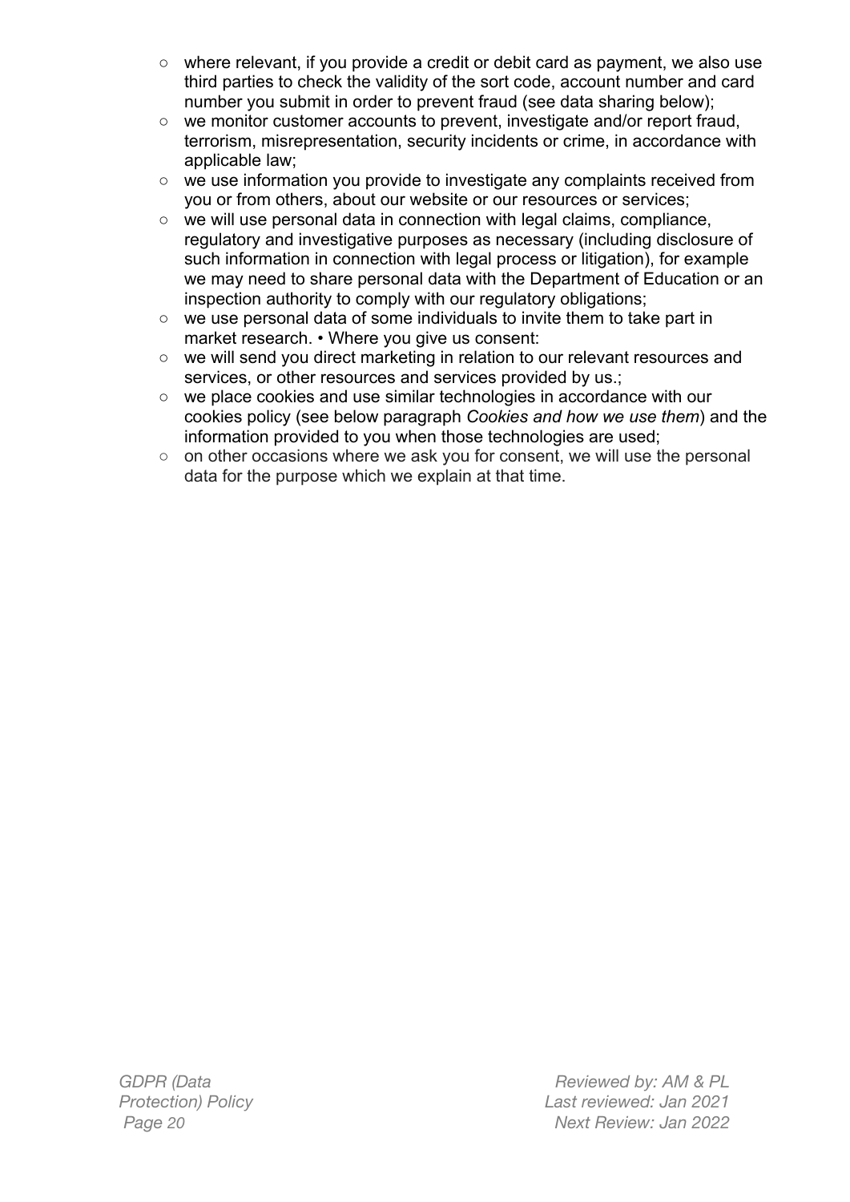- where relevant, if you provide a credit or debit card as payment, we also use third parties to check the validity of the sort code, account number and card number you submit in order to prevent fraud (see data sharing below);
- we monitor customer accounts to prevent, investigate and/or report fraud, terrorism, misrepresentation, security incidents or crime, in accordance with applicable law;
- we use information you provide to investigate any complaints received from you or from others, about our website or our resources or services;
- we will use personal data in connection with legal claims, compliance, regulatory and investigative purposes as necessary (including disclosure of such information in connection with legal process or litigation), for example we may need to share personal data with the Department of Education or an inspection authority to comply with our regulatory obligations;
- we use personal data of some individuals to invite them to take part in market research. • Where you give us consent:
- we will send you direct marketing in relation to our relevant resources and services, or other resources and services provided by us.;
- we place cookies and use similar technologies in accordance with our cookies policy (see below paragraph *Cookies and how we use them*) and the information provided to you when those technologies are used;
- on other occasions where we ask you for consent, we will use the personal data for the purpose which we explain at that time.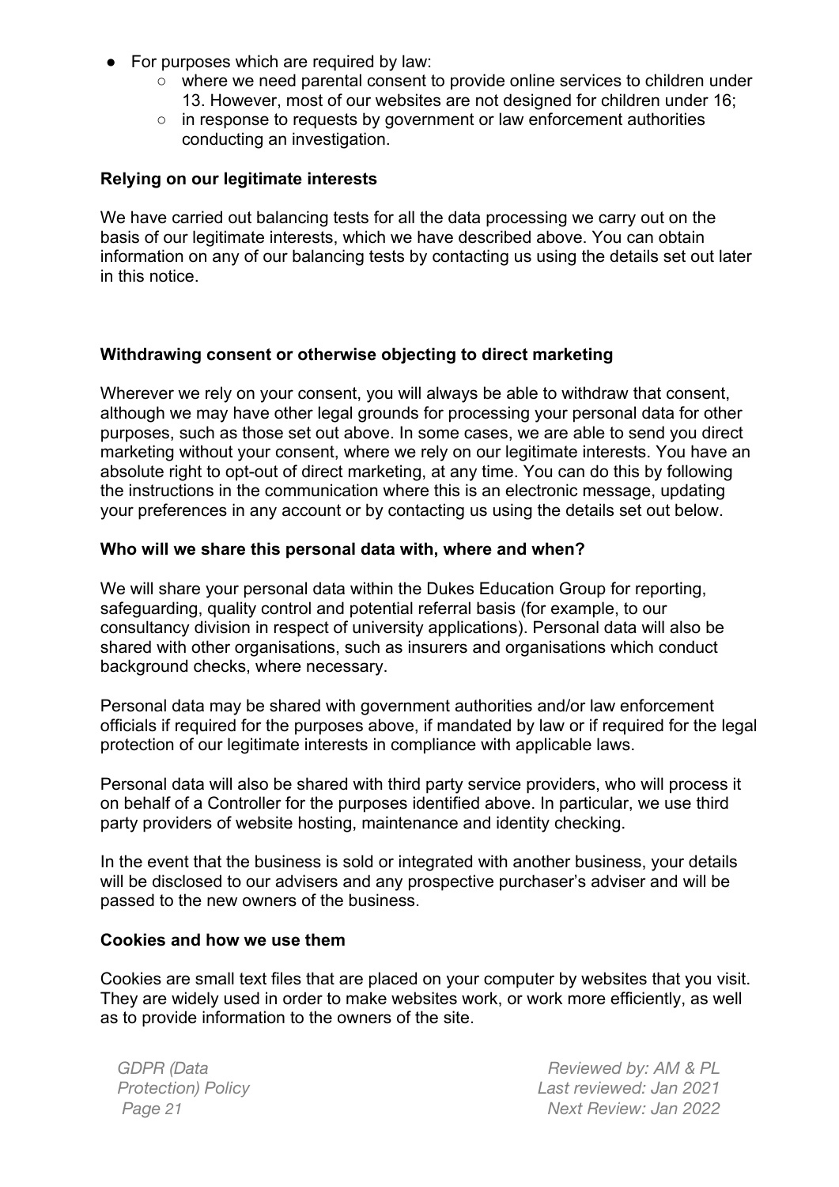- For purposes which are required by law:
    - where we need parental consent to provide online services to children under 13. However, most of our websites are not designed for children under 16;
    - in response to requests by government or law enforcement authorities conducting an investigation.

**Relying on our legitimate interests**

We have carried out balancing tests for all the data processing we carry out on the basis of our legitimate interests, which we have described above. You can obtain information on any of our balancing tests by contacting us using the details set out later in this notice.

**Withdrawing consent or otherwise objecting to direct marketing**

Wherever we rely on your consent, you will always be able to withdraw that consent, although we may have other legal grounds for processing your personal data for other purposes, such as those set out above. In some cases, we are able to send you direct marketing without your consent, where we rely on our legitimate interests. You have an absolute right to opt-out of direct marketing, at any time. You can do this by following the instructions in the communication where this is an electronic message, updating your preferences in any account or by contacting us using the details set out below.

**Who will we share this personal data with, where and when?**

We will share your personal data within the Dukes Education Group for reporting, safeguarding, quality control and potential referral basis (for example, to our consultancy division in respect of university applications). Personal data will also be shared with other organisations, such as insurers and organisations which conduct background checks, where necessary.

Personal data may be shared with government authorities and/or law enforcement officials if required for the purposes above, if mandated by law or if required for the legal protection of our legitimate interests in compliance with applicable laws.

Personal data will also be shared with third party service providers, who will process it on behalf of a Controller for the purposes identified above. In particular, we use third party providers of website hosting, maintenance and identity checking.

In the event that the business is sold or integrated with another business, your details will be disclosed to our advisers and any prospective purchaser's adviser and will be passed to the new owners of the business.

**Cookies and how we use them**

Cookies are small text files that are placed on your computer by websites that you visit. They are widely used in order to make websites work, or work more efficiently, as well as to provide information to the owners of the site.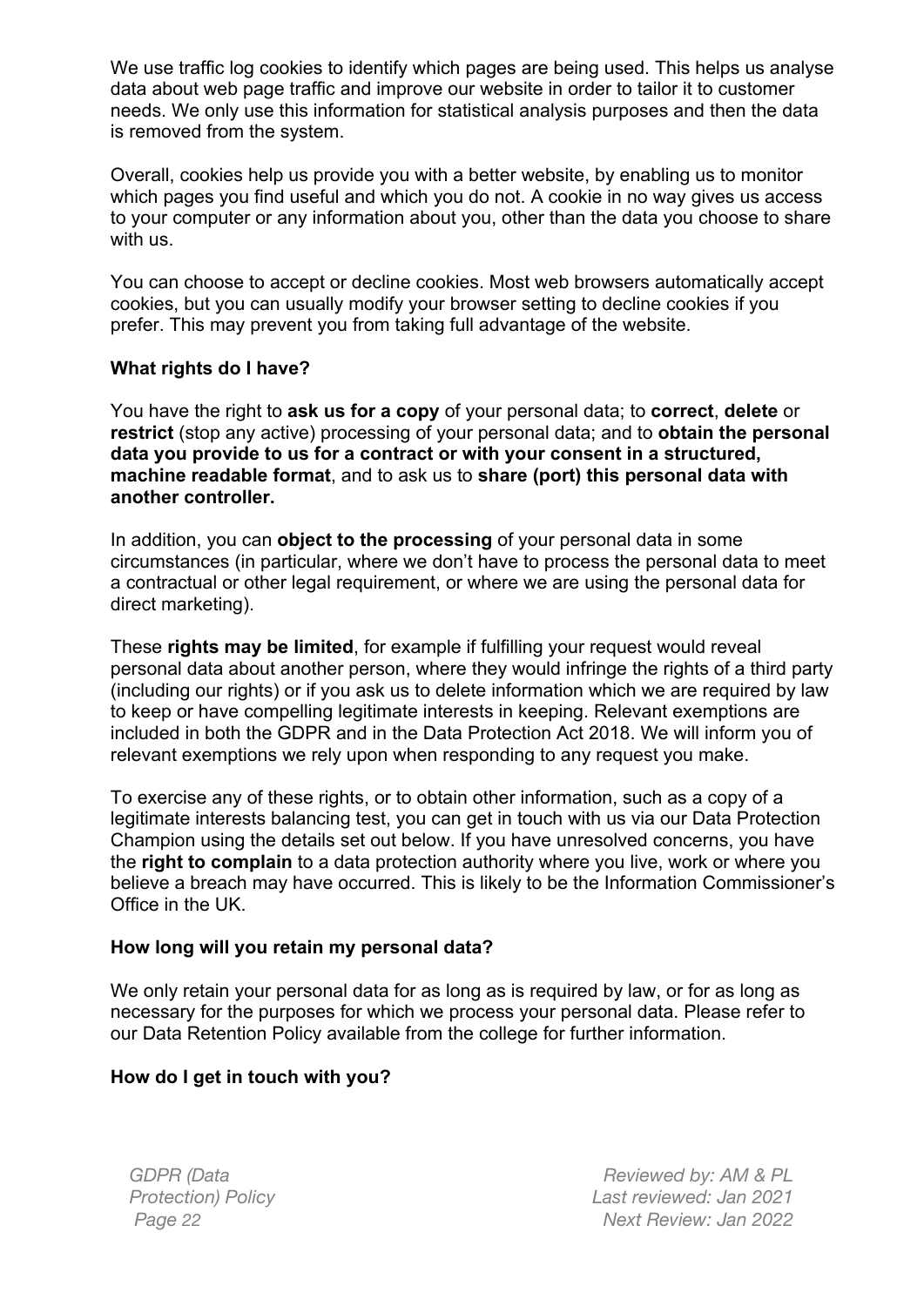We use traffic log cookies to identify which pages are being used. This helps us analyse data about web page traffic and improve our website in order to tailor it to customer needs. We only use this information for statistical analysis purposes and then the data is removed from the system.

Overall, cookies help us provide you with a better website, by enabling us to monitor which pages you find useful and which you do not. A cookie in no way gives us access to your computer or any information about you, other than the data you choose to share with us.

You can choose to accept or decline cookies. Most web browsers automatically accept cookies, but you can usually modify your browser setting to decline cookies if you prefer. This may prevent you from taking full advantage of the website.

**What rights do I have?**

You have the right to **ask us for a copy** of your personal data; to **correct**, **delete** or **restrict** (stop any active) processing of your personal data; and to **obtain the personal data you provide to us for a contract or with your consent in a structured, machine readable format**, and to ask us to **share (port) this personal data with another controller.**

In addition, you can **object to the processing** of your personal data in some circumstances (in particular, where we don't have to process the personal data to meet a contractual or other legal requirement, or where we are using the personal data for direct marketing).

These **rights may be limited**, for example if fulfilling your request would reveal personal data about another person, where they would infringe the rights of a third party (including our rights) or if you ask us to delete information which we are required by law to keep or have compelling legitimate interests in keeping. Relevant exemptions are included in both the GDPR and in the Data Protection Act 2018. We will inform you of relevant exemptions we rely upon when responding to any request you make.

To exercise any of these rights, or to obtain other information, such as a copy of a legitimate interests balancing test, you can get in touch with us via our Data Protection Champion using the details set out below. If you have unresolved concerns, you have the **right to complain** to a data protection authority where you live, work or where you believe a breach may have occurred. This is likely to be the Information Commissioner's Office in the UK.

**How long will you retain my personal data?**

We only retain your personal data for as long as is required by law, or for as long as necessary for the purposes for which we process your personal data. Please refer to our Data Retention Policy available from the college for further information.

**How do I get in touch with you?**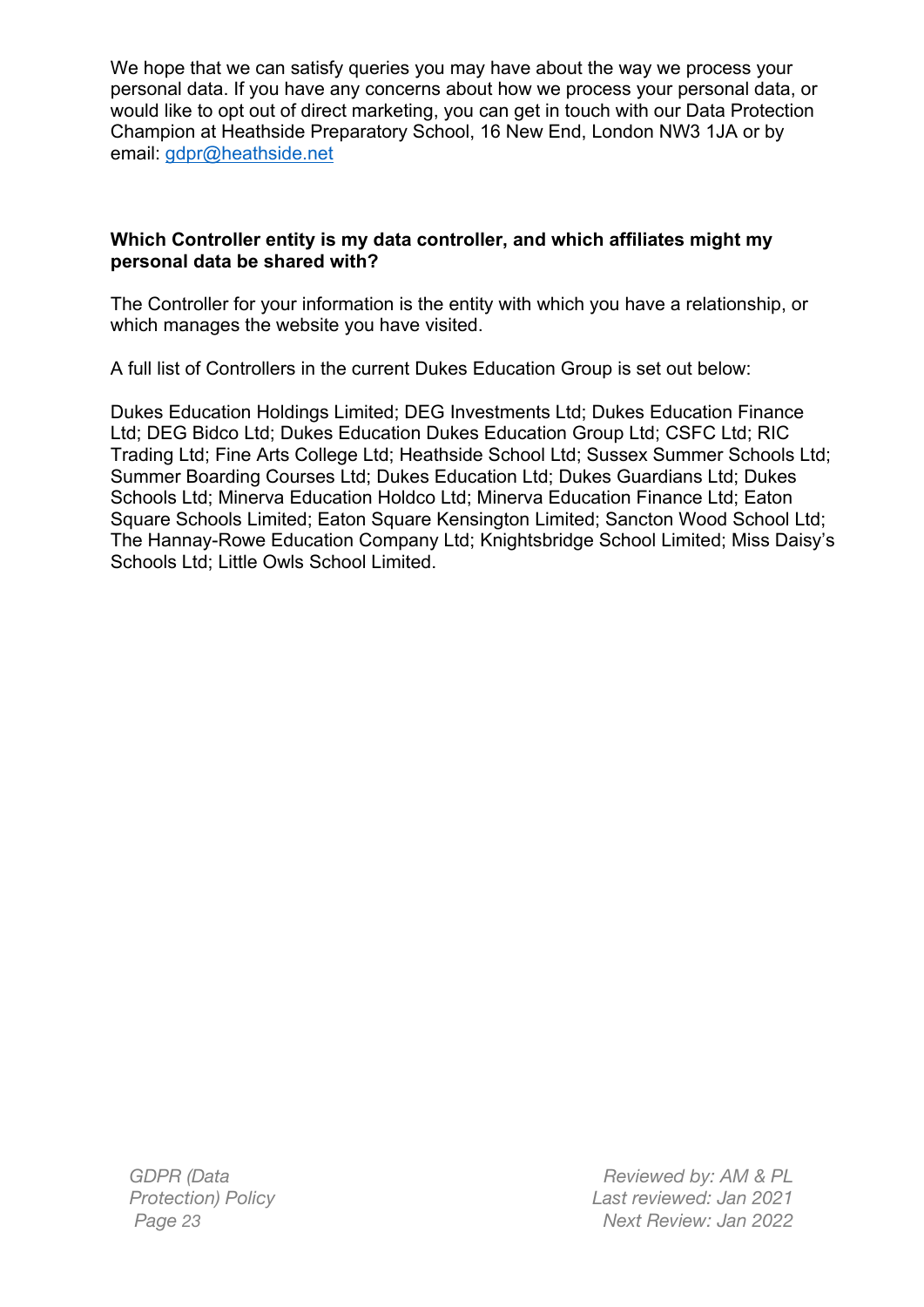We hope that we can satisfy queries you may have about the way we process your personal data. If you have any concerns about how we process your personal data, or would like to opt out of direct marketing, you can get in touch with our Data Protection Champion at Heathside Preparatory School, 16 New End, London NW3 1JA or by email: [gdpr@heathside.net](mailto:gdpr@heathside.net)

**Which Controller entity is my data controller, and which affiliates might my personal data be shared with?**

The Controller for your information is the entity with which you have a relationship, or which manages the website you have visited.

A full list of Controllers in the current Dukes Education Group is set out below:

Dukes Education Holdings Limited; DEG Investments Ltd; Dukes Education Finance Ltd; DEG Bidco Ltd; Dukes Education Dukes Education Group Ltd; CSFC Ltd; RIC Trading Ltd; Fine Arts College Ltd; Heathside School Ltd; Sussex Summer Schools Ltd; Summer Boarding Courses Ltd; Dukes Education Ltd; Dukes Guardians Ltd; Dukes Schools Ltd; Minerva Education Holdco Ltd; Minerva Education Finance Ltd; Eaton Square Schools Limited; Eaton Square Kensington Limited; Sancton Wood School Ltd; The Hannay-Rowe Education Company Ltd; Knightsbridge School Limited; Miss Daisy's Schools Ltd; Little Owls School Limited.